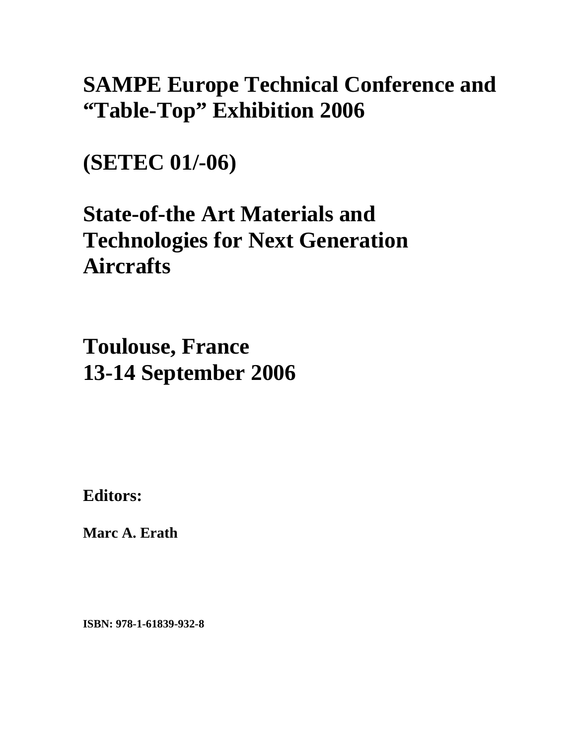# SAMPE Europe Technical Conference and "Table-Top" Exhibition 2006

# (SETEC 01/-06)

# State-of-the Art Materials and Technologies for Next Generation Aircrafts

# Toulouse, France
# 13-14 September 2006

**Editors:**

**Marc A. Erath**

**ISBN: 978-1-61839-932-8**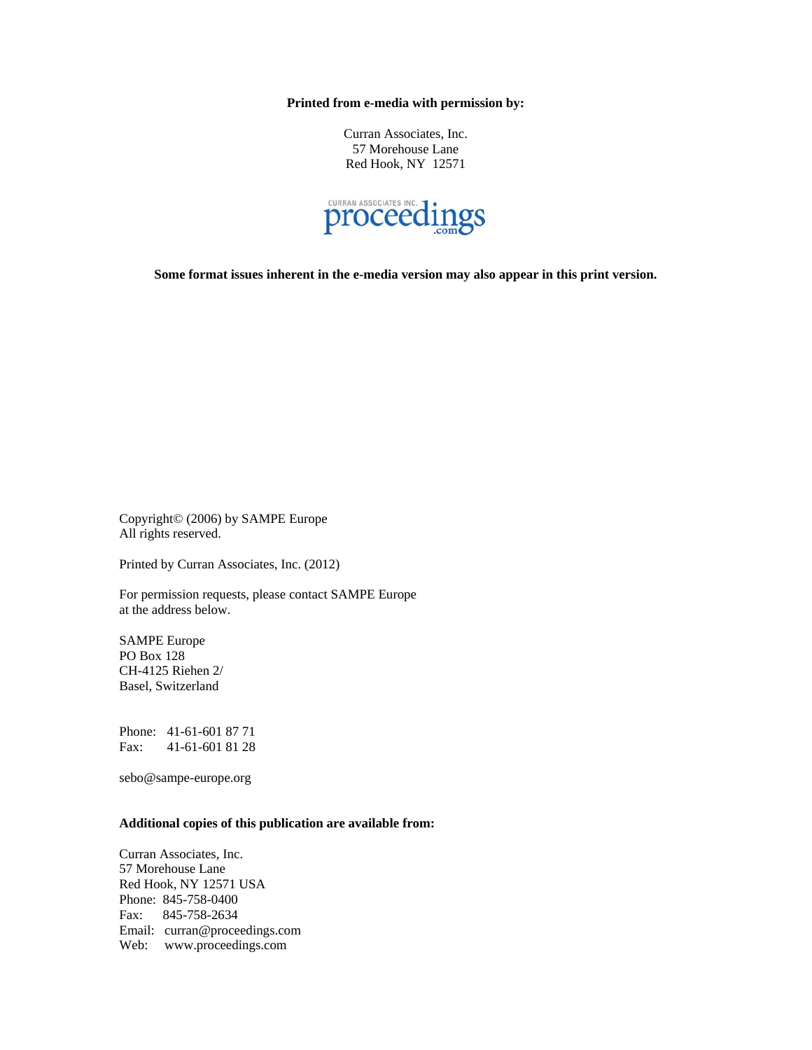**Printed from e-media with permission by:**

Curran Associates, Inc.
57 Morehouse Lane
Red Hook, NY 12571

CURRAN ASSOCIATES INC. proceedings.com

**Some format issues inherent in the e-media version may also appear in this print version.**

Copyright© (2006) by SAMPE Europe
All rights reserved.

Printed by Curran Associates, Inc. (2012)

For permission requests, please contact SAMPE Europe at the address below.

SAMPE Europe
PO Box 128
CH-4125 Riehen 2/
Basel, Switzerland

Phone: 41-61-601 87 71
Fax: 41-61-601 81 28

sebo@sampe-europe.org

**Additional copies of this publication are available from:**

Curran Associates, Inc.
57 Morehouse Lane
Red Hook, NY 12571 USA
Phone: 845-758-0400
Fax: 845-758-2634
Email: curran@proceedings.com
Web: www.proceedings.com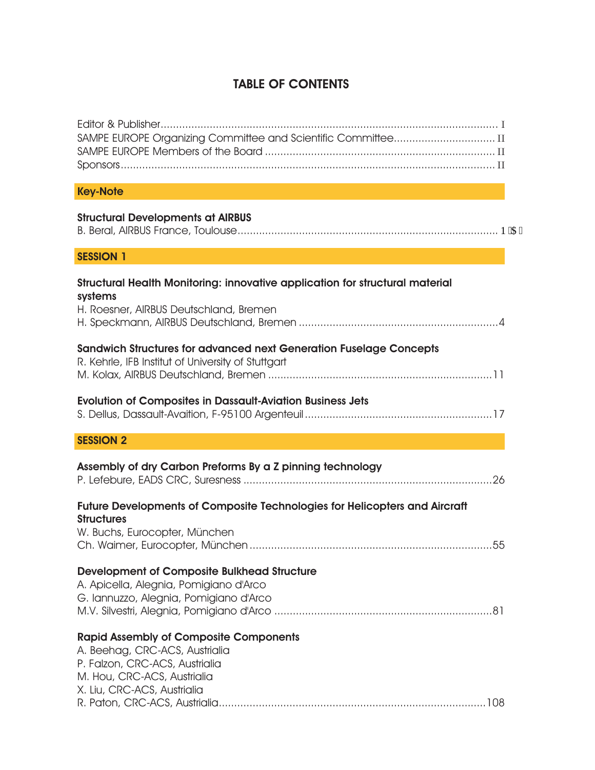# TABLE OF CONTENTS

Editor & Publisher ........................................................................ I
SAMPE EUROPE Organizing Committee and Scientific Committee ........................ II
SAMPE EUROPE Members of the Board ........................................................ II
Sponsors ........................................................................ II

## Key-Note

**Structural Developments at AIRBUS**
B. Beral, AIRBUS France, Toulouse ........................................................................ 1 $

## SESSION 1

**Structural Health Monitoring: innovative application for structural material systems**
H. Roesner, AIRBUS Deutschland, Bremen
H. Speckmann, AIRBUS Deutschland, Bremen ........................................................................ 4

**Sandwich Structures for advanced next Generation Fuselage Concepts**
R. Kehrle, IFB Institut of University of Stuttgart
M. Kolax, AIRBUS Deutschland, Bremen ........................................................................ 11

**Evolution of Composites in Dassault-Aviation Business Jets**
S. Dellus, Dassault-Avaition, F-95100 Argenteuil ........................................................................ 17

## SESSION 2

**Assembly of dry Carbon Preforms By a Z pinning technology**
P. Lefebure, EADS CRC, Suresness ........................................................................ 26

**Future Developments of Composite Technologies for Helicopters and Aircraft Structures**
W. Buchs, Eurocopter, München
Ch. Waimer, Eurocopter, München ........................................................................ 55

**Development of Composite Bulkhead Structure**
A. Apicella, Alegnia, Pomigiano d'Arco
G. Iannuzzo, Alegnia, Pomigiano d'Arco
M.V. Silvestri, Alegnia, Pomigiano d'Arco ........................................................................ 81

**Rapid Assembly of Composite Components**
A. Beehag, CRC-ACS, Austrialia
P. Falzon, CRC-ACS, Austrialia
M. Hou, CRC-ACS, Austrialia
X. Liu, CRC-ACS, Austrialia
R. Paton, CRC-ACS, Austrialia ........................................................................ 108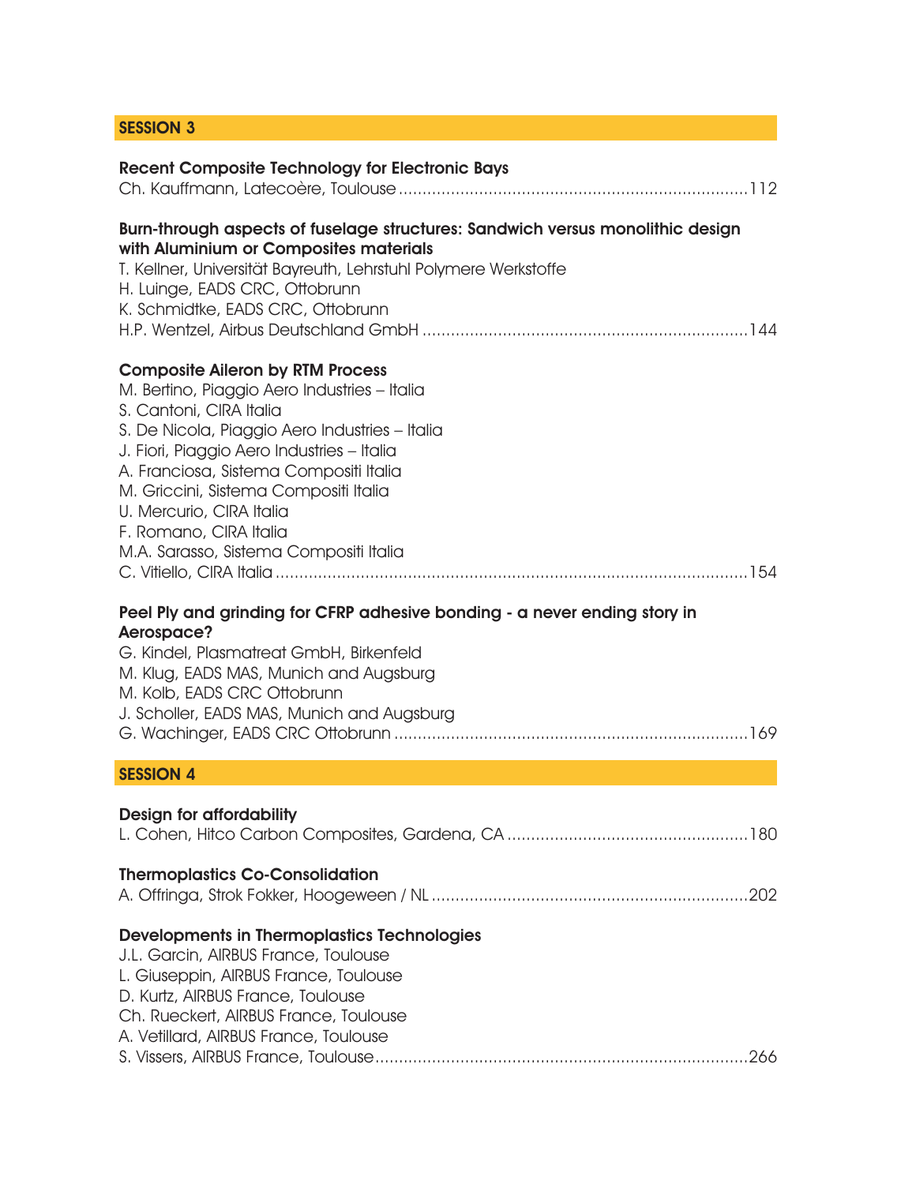## SESSION 3

**Recent Composite Technology for Electronic Bays**
Ch. Kauffmann, Latecoère, Toulouse ........................................................................ 112

**Burn-through aspects of fuselage structures: Sandwich versus monolithic design with Aluminium or Composites materials**
T. Kellner, Universität Bayreuth, Lehrstuhl Polymere Werkstoffe
H. Luinge, EADS CRC, Ottobrunn
K. Schmidtke, EADS CRC, Ottobrunn
H.P. Wentzel, Airbus Deutschland GmbH .................................................................... 144

**Composite Aileron by RTM Process**
M. Bertino, Piaggio Aero Industries – Italia
S. Cantoni, CIRA Italia
S. De Nicola, Piaggio Aero Industries – Italia
J. Fiori, Piaggio Aero Industries – Italia
A. Franciosa, Sistema Compositi Italia
M. Griccini, Sistema Compositi Italia
U. Mercurio, CIRA Italia
F. Romano, CIRA Italia
M.A. Sarasso, Sistema Compositi Italia
C. Vitiello, CIRA Italia ................................................................................................ 154

**Peel Ply and grinding for CFRP adhesive bonding - a never ending story in Aerospace?**
G. Kindel, Plasmatreat GmbH, Birkenfeld
M. Klug, EADS MAS, Munich and Augsburg
M. Kolb, EADS CRC Ottobrunn
J. Scholler, EADS MAS, Munich and Augsburg
G. Wachinger, EADS CRC Ottobrunn .......................................................................... 169

## SESSION 4

**Design for affordability**
L. Cohen, Hitco Carbon Composites, Gardena, CA .................................................. 180

**Thermoplastics Co-Consolidation**
A. Offringa, Strok Fokker, Hoogeween / NL ................................................................ 202

**Developments in Thermoplastics Technologies**
J.L. Garcin, AIRBUS France, Toulouse
L. Giuseppin, AIRBUS France, Toulouse
D. Kurtz, AIRBUS France, Toulouse
Ch. Rueckert, AIRBUS France, Toulouse
A. Vetillard, AIRBUS France, Toulouse
S. Vissers, AIRBUS France, Toulouse ............................................................................ 266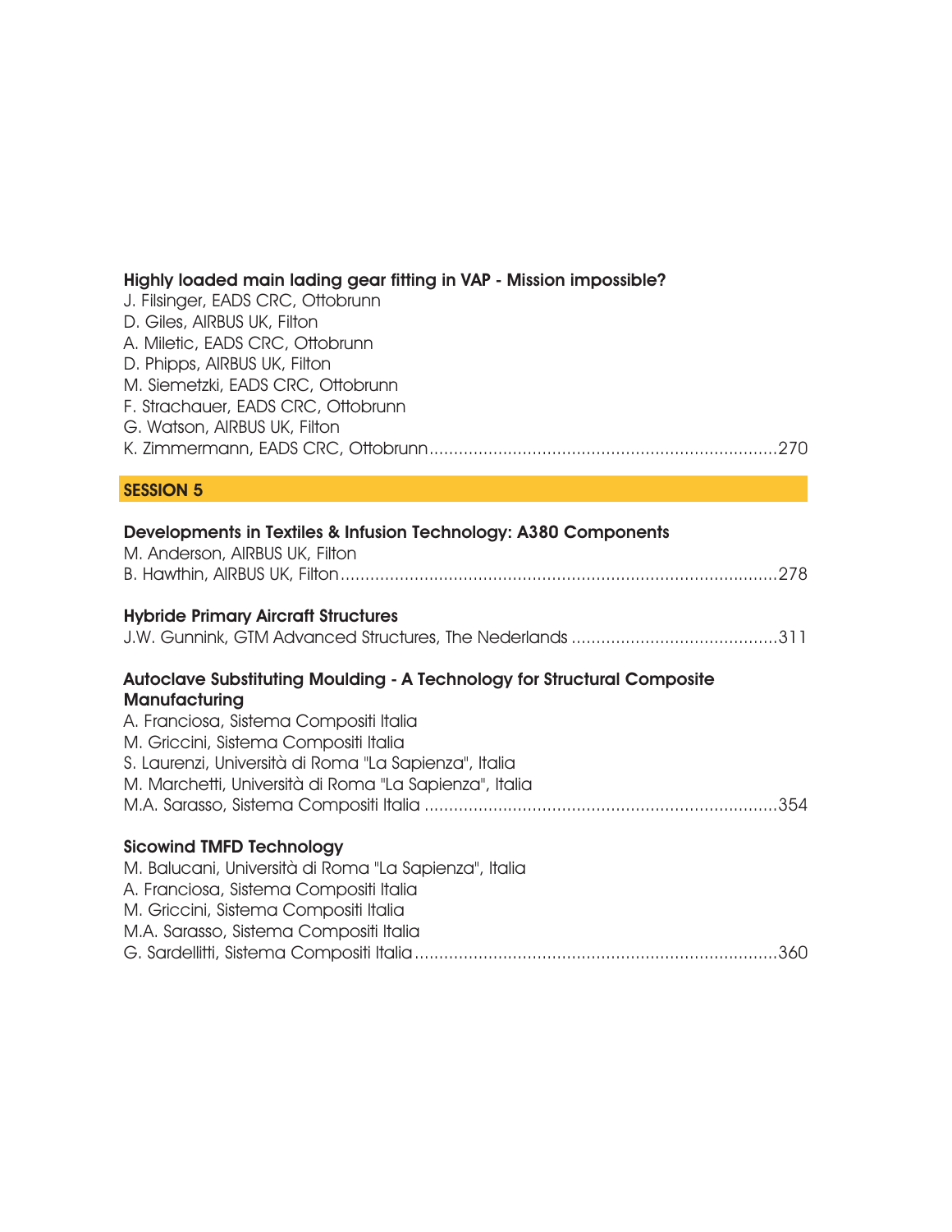**Highly loaded main lading gear fitting in VAP - Mission impossible?**
J. Filsinger, EADS CRC, Ottobrunn
D. Giles, AIRBUS UK, Filton
A. Miletic, EADS CRC, Ottobrunn
D. Phipps, AIRBUS UK, Filton
M. Siemetzki, EADS CRC, Ottobrunn
F. Strachauer, EADS CRC, Ottobrunn
G. Watson, AIRBUS UK, Filton
K. Zimmermann, EADS CRC, Ottobrunn ........................................................................270

## SESSION 5

**Developments in Textiles & Infusion Technology: A380 Components**
M. Anderson, AIRBUS UK, Filton
B. Hawthin, AIRBUS UK, Filton ........................................................................................278

**Hybride Primary Aircraft Structures**
J.W. Gunnink, GTM Advanced Structures, The Nederlands ..........................................311

**Autoclave Substituting Moulding - A Technology for Structural Composite Manufacturing**
A. Franciosa, Sistema Compositi Italia
M. Griccini, Sistema Compositi Italia
S. Laurenzi, Università di Roma "La Sapienza", Italia
M. Marchetti, Università di Roma "La Sapienza", Italia
M.A. Sarasso, Sistema Compositi Italia ........................................................................354

**Sicowind TMFD Technology**
M. Balucani, Università di Roma "La Sapienza", Italia
A. Franciosa, Sistema Compositi Italia
M. Griccini, Sistema Compositi Italia
M.A. Sarasso, Sistema Compositi Italia
G. Sardellitti, Sistema Compositi Italia ..........................................................................360